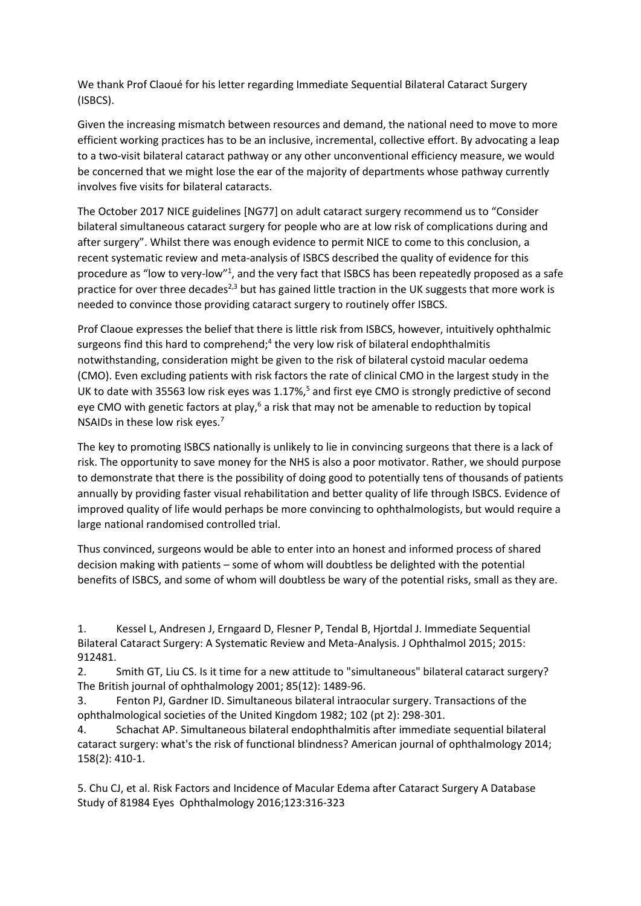We thank Prof Claoué for his letter regarding Immediate Sequential Bilateral Cataract Surgery (ISBCS).

Given the increasing mismatch between resources and demand, the national need to move to more efficient working practices has to be an inclusive, incremental, collective effort. By advocating a leap to a two-visit bilateral cataract pathway or any other unconventional efficiency measure, we would be concerned that we might lose the ear of the majority of departments whose pathway currently involves five visits for bilateral cataracts.

The October 2017 NICE guidelines [NG77] on adult cataract surgery recommend us to "Consider bilateral simultaneous cataract surgery for people who are at low risk of complications during and after surgery". Whilst there was enough evidence to permit NICE to come to this conclusion, a recent systematic review and meta-analysis of ISBCS described the quality of evidence for this procedure as "low to very-low"[1], and the very fact that ISBCS has been repeatedly proposed as a safe practice for over three decades[2,3] but has gained little traction in the UK suggests that more work is needed to convince those providing cataract surgery to routinely offer ISBCS.

Prof Claoue expresses the belief that there is little risk from ISBCS, however, intuitively ophthalmic surgeons find this hard to comprehend;[4] the very low risk of bilateral endophthalmitis notwithstanding, consideration might be given to the risk of bilateral cystoid macular oedema (CMO). Even excluding patients with risk factors the rate of clinical CMO in the largest study in the UK to date with 35563 low risk eyes was 1.17%,[5] and first eye CMO is strongly predictive of second eye CMO with genetic factors at play,[6] a risk that may not be amenable to reduction by topical NSAIDs in these low risk eyes.[7]

The key to promoting ISBCS nationally is unlikely to lie in convincing surgeons that there is a lack of risk. The opportunity to save money for the NHS is also a poor motivator. Rather, we should purpose to demonstrate that there is the possibility of doing good to potentially tens of thousands of patients annually by providing faster visual rehabilitation and better quality of life through ISBCS. Evidence of improved quality of life would perhaps be more convincing to ophthalmologists, but would require a large national randomised controlled trial.

Thus convinced, surgeons would be able to enter into an honest and informed process of shared decision making with patients – some of whom will doubtless be delighted with the potential benefits of ISBCS, and some of whom will doubtless be wary of the potential risks, small as they are.

1. Kessel L, Andresen J, Erngaard D, Flesner P, Tendal B, Hjortdal J. Immediate Sequential Bilateral Cataract Surgery: A Systematic Review and Meta-Analysis. J Ophthalmol 2015; 2015: 912481.
2. Smith GT, Liu CS. Is it time for a new attitude to "simultaneous" bilateral cataract surgery? The British journal of ophthalmology 2001; 85(12): 1489-96.
3. Fenton PJ, Gardner ID. Simultaneous bilateral intraocular surgery. Transactions of the ophthalmological societies of the United Kingdom 1982; 102 (pt 2): 298-301.
4. Schachat AP. Simultaneous bilateral endophthalmitis after immediate sequential bilateral cataract surgery: what's the risk of functional blindness? American journal of ophthalmology 2014; 158(2): 410-1.

5. Chu CJ, et al. Risk Factors and Incidence of Macular Edema after Cataract Surgery A Database Study of 81984 Eyes Ophthalmology 2016;123:316-323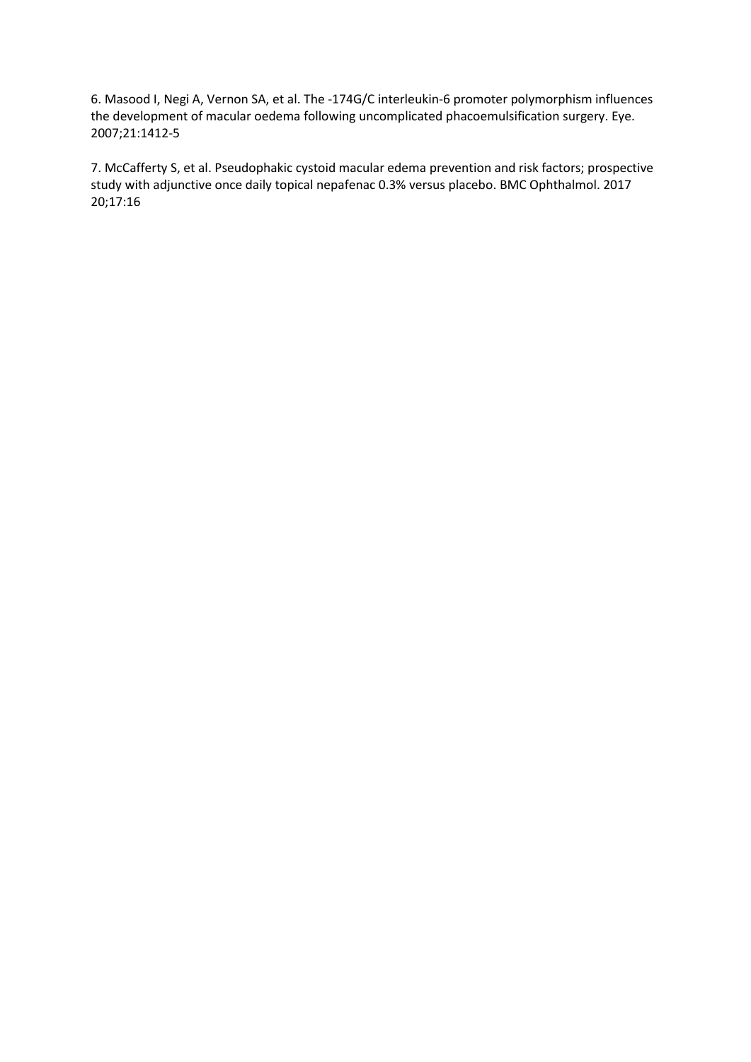6. Masood I, Negi A, Vernon SA, et al. The -174G/C interleukin-6 promoter polymorphism influences the development of macular oedema following uncomplicated phacoemulsification surgery. Eye. 2007;21:1412-5

7. McCafferty S, et al. Pseudophakic cystoid macular edema prevention and risk factors; prospective study with adjunctive once daily topical nepafenac 0.3% versus placebo. BMC Ophthalmol. 2017 20;17:16